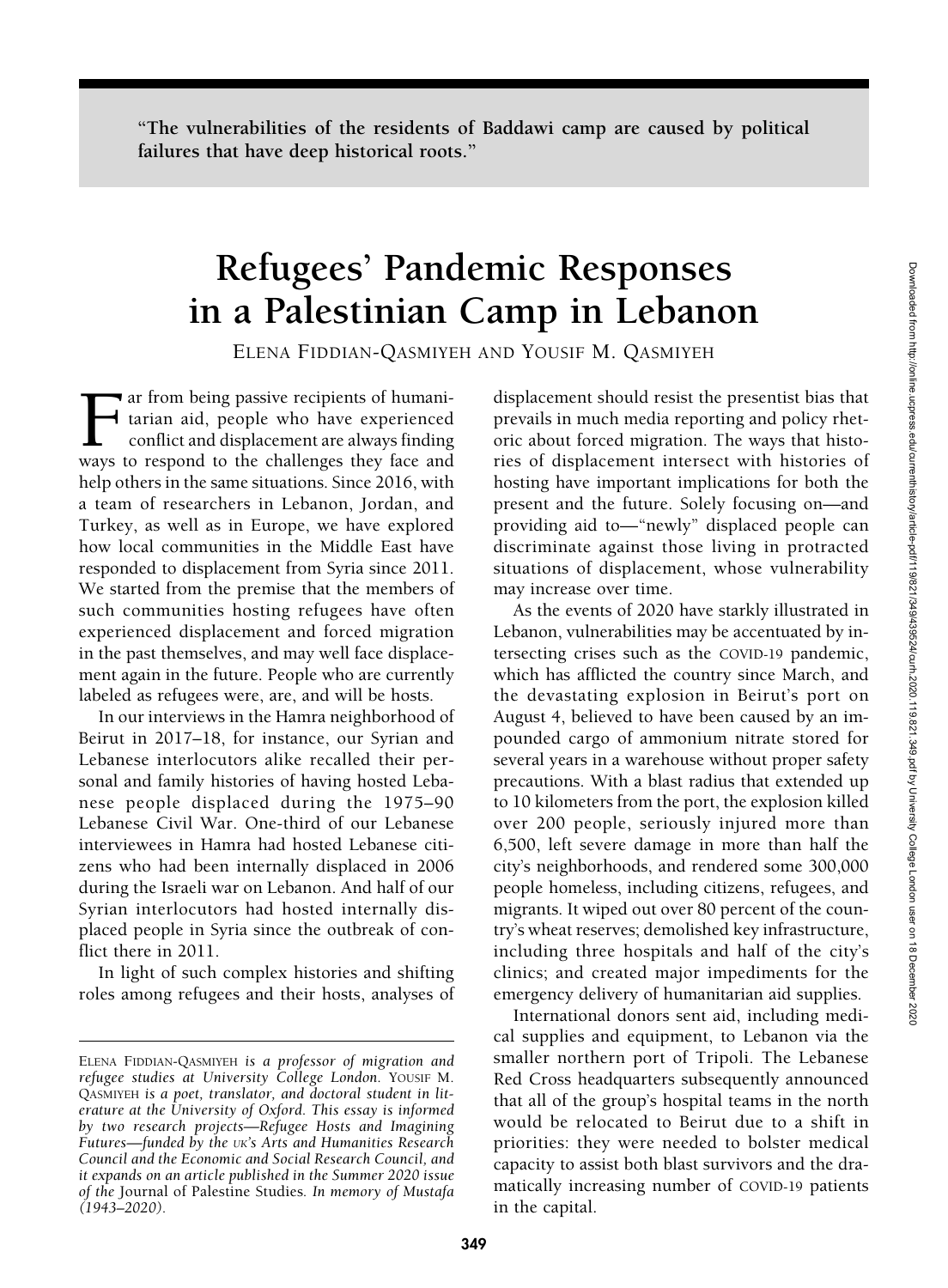> **"The vulnerabilities of the residents of Baddawi camp are caused by political failures that have deep historical roots."**

# Refugees' Pandemic Responses in a Palestinian Camp in Lebanon

ELENA FIDDIAN-QASMIYEH AND YOUSIF M. QASMIYEH

Far from being passive recipients of humanitarian aid, people who have experienced conflict and displacement are always finding ways to respond to the challenges they face and help others in the same situations. Since 2016, with a team of researchers in Lebanon, Jordan, and Turkey, as well as in Europe, we have explored how local communities in the Middle East have responded to displacement from Syria since 2011. We started from the premise that the members of such communities hosting refugees have often experienced displacement and forced migration in the past themselves, and may well face displacement again in the future. People who are currently labeled as refugees were, are, and will be hosts.

In our interviews in the Hamra neighborhood of Beirut in 2017–18, for instance, our Syrian and Lebanese interlocutors alike recalled their personal and family histories of having hosted Lebanese people displaced during the 1975–90 Lebanese Civil War. One-third of our Lebanese interviewees in Hamra had hosted Lebanese citizens who had been internally displaced in 2006 during the Israeli war on Lebanon. And half of our Syrian interlocutors had hosted internally displaced people in Syria since the outbreak of conflict there in 2011.

In light of such complex histories and shifting roles among refugees and their hosts, analyses of displacement should resist the presentist bias that prevails in much media reporting and policy rhetoric about forced migration. The ways that histories of displacement intersect with histories of hosting have important implications for both the present and the future. Solely focusing on—and providing aid to—"newly" displaced people can discriminate against those living in protracted situations of displacement, whose vulnerability may increase over time.

As the events of 2020 have starkly illustrated in Lebanon, vulnerabilities may be accentuated by intersecting crises such as the COVID-19 pandemic, which has afflicted the country since March, and the devastating explosion in Beirut's port on August 4, believed to have been caused by an impounded cargo of ammonium nitrate stored for several years in a warehouse without proper safety precautions. With a blast radius that extended up to 10 kilometers from the port, the explosion killed over 200 people, seriously injured more than 6,500, left severe damage in more than half the city's neighborhoods, and rendered some 300,000 people homeless, including citizens, refugees, and migrants. It wiped out over 80 percent of the country's wheat reserves; demolished key infrastructure, including three hospitals and half of the city's clinics; and created major impediments for the emergency delivery of humanitarian aid supplies.

International donors sent aid, including medical supplies and equipment, to Lebanon via the smaller northern port of Tripoli. The Lebanese Red Cross headquarters subsequently announced that all of the group's hospital teams in the north would be relocated to Beirut due to a shift in priorities: they were needed to bolster medical capacity to assist both blast survivors and the dramatically increasing number of COVID-19 patients in the capital.

---

ELENA FIDDIAN-QASMIYEH *is a professor of migration and refugee studies at University College London.* YOUSIF M. QASMIYEH *is a poet, translator, and doctoral student in literature at the University of Oxford. This essay is informed by two research projects—Refugee Hosts and Imagining Futures—funded by the UK's Arts and Humanities Research Council and the Economic and Social Research Council, and it expands on an article published in the Summer 2020 issue of the* Journal of Palestine Studies. *In memory of Mustafa (1943–2020).*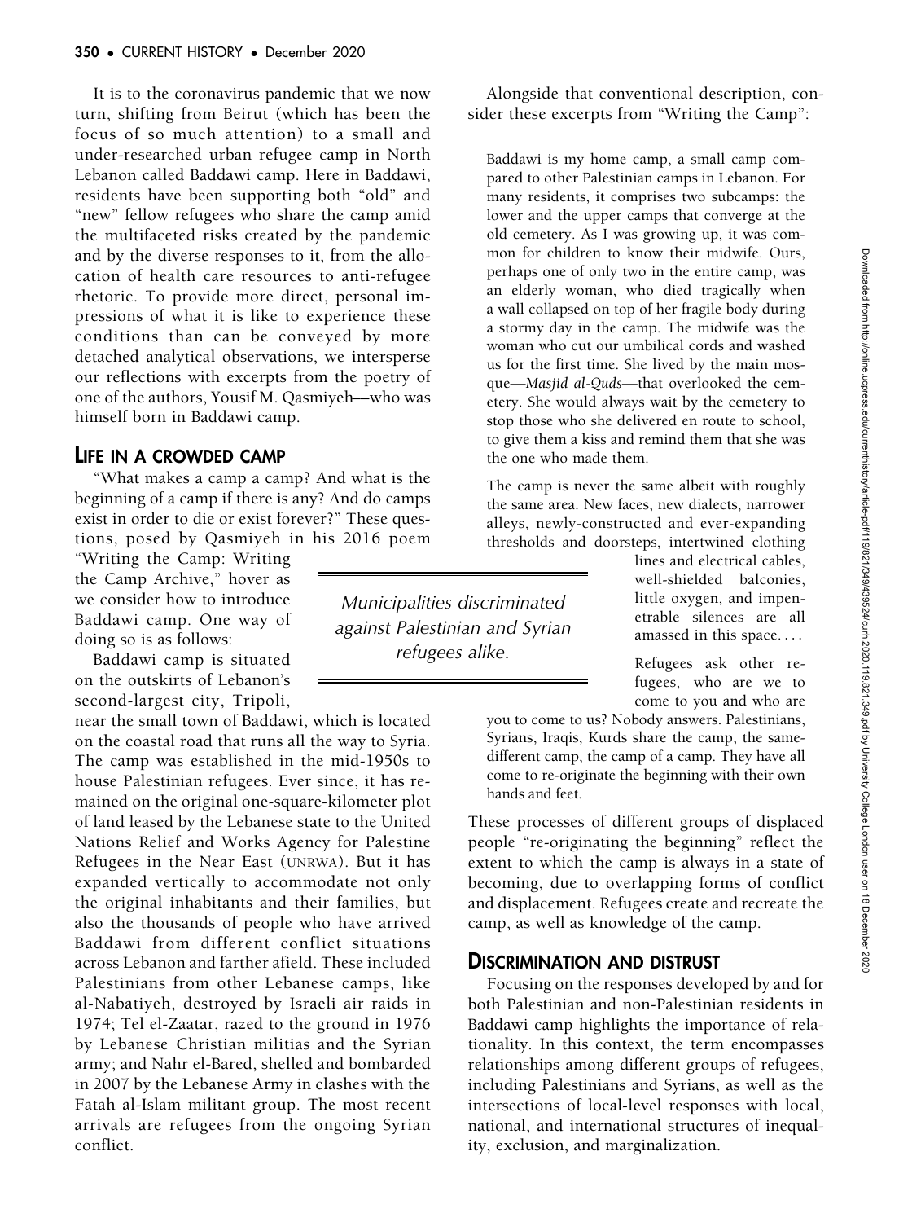It is to the coronavirus pandemic that we now turn, shifting from Beirut (which has been the focus of so much attention) to a small and under-researched urban refugee camp in North Lebanon called Baddawi camp. Here in Baddawi, residents have been supporting both "old" and "new" fellow refugees who share the camp amid the multifaceted risks created by the pandemic and by the diverse responses to it, from the allocation of health care resources to anti-refugee rhetoric. To provide more direct, personal impressions of what it is like to experience these conditions than can be conveyed by more detached analytical observations, we intersperse our reflections with excerpts from the poetry of one of the authors, Yousif M. Qasmiyeh—who was himself born in Baddawi camp.

## LIFE IN A CROWDED CAMP

"What makes a camp a camp? And what is the beginning of a camp if there is any? And do camps exist in order to die or exist forever?" These questions, posed by Qasmiyeh in his 2016 poem "Writing the Camp: Writing the Camp Archive," hover as we consider how to introduce Baddawi camp. One way of doing so is as follows:

Baddawi camp is situated on the outskirts of Lebanon's second-largest city, Tripoli, near the small town of Baddawi, which is located on the coastal road that runs all the way to Syria. The camp was established in the mid-1950s to house Palestinian refugees. Ever since, it has remained on the original one-square-kilometer plot of land leased by the Lebanese state to the United Nations Relief and Works Agency for Palestine Refugees in the Near East (UNRWA). But it has expanded vertically to accommodate not only the original inhabitants and their families, but also the thousands of people who have arrived Baddawi from different conflict situations across Lebanon and farther afield. These included Palestinians from other Lebanese camps, like al-Nabatiyeh, destroyed by Israeli air raids in 1974; Tel el-Zaatar, razed to the ground in 1976 by Lebanese Christian militias and the Syrian army; and Nahr el-Bared, shelled and bombarded in 2007 by the Lebanese Army in clashes with the Fatah al-Islam militant group. The most recent arrivals are refugees from the ongoing Syrian conflict.

> *Municipalities discriminated against Palestinian and Syrian refugees alike.*

Alongside that conventional description, consider these excerpts from "Writing the Camp":

> Baddawi is my home camp, a small camp compared to other Palestinian camps in Lebanon. For many residents, it comprises two subcamps: the lower and the upper camps that converge at the old cemetery. As I was growing up, it was common for children to know their midwife. Ours, perhaps one of only two in the entire camp, was an elderly woman, who died tragically when a wall collapsed on top of her fragile body during a stormy day in the camp. The midwife was the woman who cut our umbilical cords and washed us for the first time. She lived by the main mosque—*Masjid al-Quds*—that overlooked the cemetery. She would always wait by the cemetery to stop those who she delivered en route to school, to give them a kiss and remind them that she was the one who made them.
>
> The camp is never the same albeit with roughly the same area. New faces, new dialects, narrower alleys, newly-constructed and ever-expanding thresholds and doorsteps, intertwined clothing lines and electrical cables, well-shielded balconies, little oxygen, and impenetrable silences are all amassed in this space. . . .
>
> Refugees ask other refugees, who are we to come to you and who are you to come to us? Nobody answers. Palestinians, Syrians, Iraqis, Kurds share the camp, the same-different camp, the camp of a camp. They have all come to re-originate the beginning with their own hands and feet.

These processes of different groups of displaced people "re-originating the beginning" reflect the extent to which the camp is always in a state of becoming, due to overlapping forms of conflict and displacement. Refugees create and recreate the camp, as well as knowledge of the camp.

## DISCRIMINATION AND DISTRUST

Focusing on the responses developed by and for both Palestinian and non-Palestinian residents in Baddawi camp highlights the importance of relationality. In this context, the term encompasses relationships among different groups of refugees, including Palestinians and Syrians, as well as the intersections of local-level responses with local, national, and international structures of inequality, exclusion, and marginalization.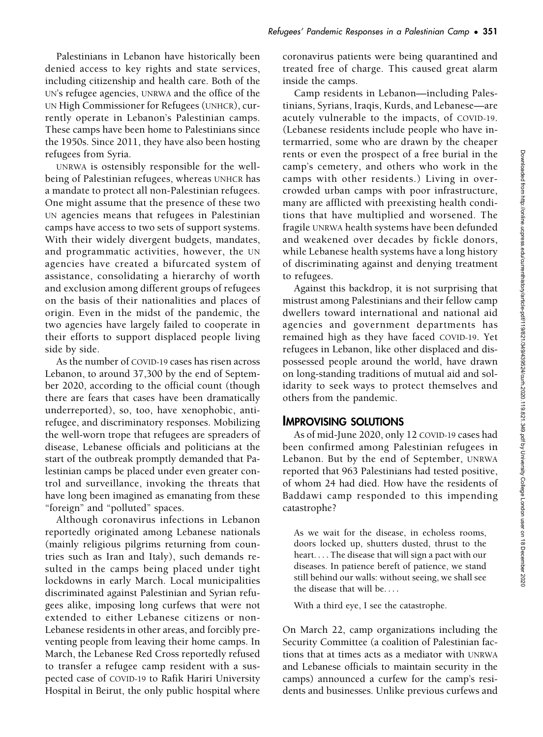Palestinians in Lebanon have historically been denied access to key rights and state services, including citizenship and health care. Both of the UN's refugee agencies, UNRWA and the office of the UN High Commissioner for Refugees (UNHCR), currently operate in Lebanon's Palestinian camps. These camps have been home to Palestinians since the 1950s. Since 2011, they have also been hosting refugees from Syria.

UNRWA is ostensibly responsible for the well-being of Palestinian refugees, whereas UNHCR has a mandate to protect all non-Palestinian refugees. One might assume that the presence of these two UN agencies means that refugees in Palestinian camps have access to two sets of support systems. With their widely divergent budgets, mandates, and programmatic activities, however, the UN agencies have created a bifurcated system of assistance, consolidating a hierarchy of worth and exclusion among different groups of refugees on the basis of their nationalities and places of origin. Even in the midst of the pandemic, the two agencies have largely failed to cooperate in their efforts to support displaced people living side by side.

As the number of COVID-19 cases has risen across Lebanon, to around 37,300 by the end of September 2020, according to the official count (though there are fears that cases have been dramatically underreported), so, too, have xenophobic, anti-refugee, and discriminatory responses. Mobilizing the well-worn trope that refugees are spreaders of disease, Lebanese officials and politicians at the start of the outbreak promptly demanded that Palestinian camps be placed under even greater control and surveillance, invoking the threats that have long been imagined as emanating from these "foreign" and "polluted" spaces.

Although coronavirus infections in Lebanon reportedly originated among Lebanese nationals (mainly religious pilgrims returning from countries such as Iran and Italy), such demands resulted in the camps being placed under tight lockdowns in early March. Local municipalities discriminated against Palestinian and Syrian refugees alike, imposing long curfews that were not extended to either Lebanese citizens or non-Lebanese residents in other areas, and forcibly preventing people from leaving their home camps. In March, the Lebanese Red Cross reportedly refused to transfer a refugee camp resident with a suspected case of COVID-19 to Rafik Hariri University Hospital in Beirut, the only public hospital where coronavirus patients were being quarantined and treated free of charge. This caused great alarm inside the camps.

Camp residents in Lebanon—including Palestinians, Syrians, Iraqis, Kurds, and Lebanese—are acutely vulnerable to the impacts, of COVID-19. (Lebanese residents include people who have intermarried, some who are drawn by the cheaper rents or even the prospect of a free burial in the camp's cemetery, and others who work in the camps with other residents.) Living in overcrowded urban camps with poor infrastructure, many are afflicted with preexisting health conditions that have multiplied and worsened. The fragile UNRWA health systems have been defunded and weakened over decades by fickle donors, while Lebanese health systems have a long history of discriminating against and denying treatment to refugees.

Against this backdrop, it is not surprising that mistrust among Palestinians and their fellow camp dwellers toward international and national aid agencies and government departments has remained high as they have faced COVID-19. Yet refugees in Lebanon, like other displaced and dispossessed people around the world, have drawn on long-standing traditions of mutual aid and solidarity to seek ways to protect themselves and others from the pandemic.

## IMPROVISING SOLUTIONS

As of mid-June 2020, only 12 COVID-19 cases had been confirmed among Palestinian refugees in Lebanon. But by the end of September, UNRWA reported that 963 Palestinians had tested positive, of whom 24 had died. How have the residents of Baddawi camp responded to this impending catastrophe?

> As we wait for the disease, in echoless rooms, doors locked up, shutters dusted, thrust to the heart. . . . The disease that will sign a pact with our diseases. In patience bereft of patience, we stand still behind our walls: without seeing, we shall see the disease that will be. . . .
>
> With a third eye, I see the catastrophe.

On March 22, camp organizations including the Security Committee (a coalition of Palestinian factions that at times acts as a mediator with UNRWA and Lebanese officials to maintain security in the camps) announced a curfew for the camp's residents and businesses. Unlike previous curfews and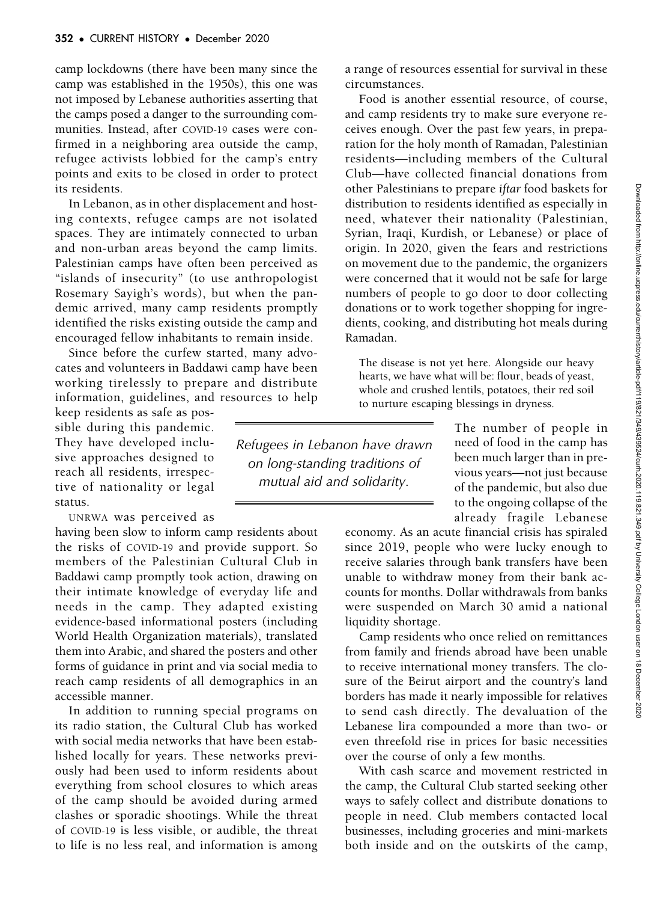camp lockdowns (there have been many since the camp was established in the 1950s), this one was not imposed by Lebanese authorities asserting that the camps posed a danger to the surrounding communities. Instead, after COVID-19 cases were confirmed in a neighboring area outside the camp, refugee activists lobbied for the camp's entry points and exits to be closed in order to protect its residents.

In Lebanon, as in other displacement and hosting contexts, refugee camps are not isolated spaces. They are intimately connected to urban and non-urban areas beyond the camp limits. Palestinian camps have often been perceived as "islands of insecurity" (to use anthropologist Rosemary Sayigh's words), but when the pandemic arrived, many camp residents promptly identified the risks existing outside the camp and encouraged fellow inhabitants to remain inside.

Since before the curfew started, many advocates and volunteers in Baddawi camp have been working tirelessly to prepare and distribute information, guidelines, and resources to help keep residents as safe as possible during this pandemic. They have developed inclusive approaches designed to reach all residents, irrespective of nationality or legal status.

UNRWA was perceived as having been slow to inform camp residents about the risks of COVID-19 and provide support. So members of the Palestinian Cultural Club in Baddawi camp promptly took action, drawing on their intimate knowledge of everyday life and needs in the camp. They adapted existing evidence-based informational posters (including World Health Organization materials), translated them into Arabic, and shared the posters and other forms of guidance in print and via social media to reach camp residents of all demographics in an accessible manner.

In addition to running special programs on its radio station, the Cultural Club has worked with social media networks that have been established locally for years. These networks previously had been used to inform residents about everything from school closures to which areas of the camp should be avoided during armed clashes or sporadic shootings. While the threat of COVID-19 is less visible, or audible, the threat to life is no less real, and information is among a range of resources essential for survival in these circumstances.

Food is another essential resource, of course, and camp residents try to make sure everyone receives enough. Over the past few years, in preparation for the holy month of Ramadan, Palestinian residents—including members of the Cultural Club—have collected financial donations from other Palestinians to prepare *iftar* food baskets for distribution to residents identified as especially in need, whatever their nationality (Palestinian, Syrian, Iraqi, Kurdish, or Lebanese) or place of origin. In 2020, given the fears and restrictions on movement due to the pandemic, the organizers were concerned that it would not be safe for large numbers of people to go door to door collecting donations or to work together shopping for ingredients, cooking, and distributing hot meals during Ramadan.

> The disease is not yet here. Alongside our heavy hearts, we have what will be: flour, beads of yeast, whole and crushed lentils, potatoes, their red soil to nurture escaping blessings in dryness.

*Refugees in Lebanon have drawn on long-standing traditions of mutual aid and solidarity.*

The number of people in need of food in the camp has been much larger than in previous years—not just because of the pandemic, but also due to the ongoing collapse of the already fragile Lebanese economy. As an acute financial crisis has spiraled since 2019, people who were lucky enough to receive salaries through bank transfers have been unable to withdraw money from their bank accounts for months. Dollar withdrawals from banks were suspended on March 30 amid a national liquidity shortage.

Camp residents who once relied on remittances from family and friends abroad have been unable to receive international money transfers. The closure of the Beirut airport and the country's land borders has made it nearly impossible for relatives to send cash directly. The devaluation of the Lebanese lira compounded a more than two- or even threefold rise in prices for basic necessities over the course of only a few months.

With cash scarce and movement restricted in the camp, the Cultural Club started seeking other ways to safely collect and distribute donations to people in need. Club members contacted local businesses, including groceries and mini-markets both inside and on the outskirts of the camp,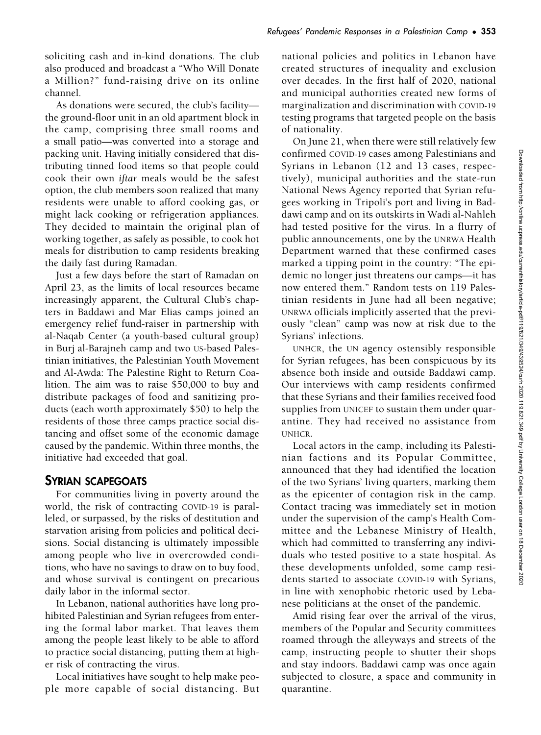soliciting cash and in-kind donations. The club also produced and broadcast a "Who Will Donate a Million?" fund-raising drive on its online channel.

As donations were secured, the club's facility—the ground-floor unit in an old apartment block in the camp, comprising three small rooms and a small patio—was converted into a storage and packing unit. Having initially considered that distributing tinned food items so that people could cook their own *iftar* meals would be the safest option, the club members soon realized that many residents were unable to afford cooking gas, or might lack cooking or refrigeration appliances. They decided to maintain the original plan of working together, as safely as possible, to cook hot meals for distribution to camp residents breaking the daily fast during Ramadan.

Just a few days before the start of Ramadan on April 23, as the limits of local resources became increasingly apparent, the Cultural Club's chapters in Baddawi and Mar Elias camps joined an emergency relief fund-raiser in partnership with al-Naqab Center (a youth-based cultural group) in Burj al-Barajneh camp and two US-based Palestinian initiatives, the Palestinian Youth Movement and Al-Awda: The Palestine Right to Return Coalition. The aim was to raise $50,000 to buy and distribute packages of food and sanitizing products (each worth approximately $50) to help the residents of those three camps practice social distancing and offset some of the economic damage caused by the pandemic. Within three months, the initiative had exceeded that goal.

## SYRIAN SCAPEGOATS

For communities living in poverty around the world, the risk of contracting COVID-19 is paralleled, or surpassed, by the risks of destitution and starvation arising from policies and political decisions. Social distancing is ultimately impossible among people who live in overcrowded conditions, who have no savings to draw on to buy food, and whose survival is contingent on precarious daily labor in the informal sector.

In Lebanon, national authorities have long prohibited Palestinian and Syrian refugees from entering the formal labor market. That leaves them among the people least likely to be able to afford to practice social distancing, putting them at higher risk of contracting the virus.

Local initiatives have sought to help make people more capable of social distancing. But national policies and politics in Lebanon have created structures of inequality and exclusion over decades. In the first half of 2020, national and municipal authorities created new forms of marginalization and discrimination with COVID-19 testing programs that targeted people on the basis of nationality.

On June 21, when there were still relatively few confirmed COVID-19 cases among Palestinians and Syrians in Lebanon (12 and 13 cases, respectively), municipal authorities and the state-run National News Agency reported that Syrian refugees working in Tripoli's port and living in Baddawi camp and on its outskirts in Wadi al-Nahleh had tested positive for the virus. In a flurry of public announcements, one by the UNRWA Health Department warned that these confirmed cases marked a tipping point in the country: "The epidemic no longer just threatens our camps—it has now entered them." Random tests on 119 Palestinian residents in June had all been negative; UNRWA officials implicitly asserted that the previously "clean" camp was now at risk due to the Syrians' infections.

UNHCR, the UN agency ostensibly responsible for Syrian refugees, has been conspicuous by its absence both inside and outside Baddawi camp. Our interviews with camp residents confirmed that these Syrians and their families received food supplies from UNICEF to sustain them under quarantine. They had received no assistance from UNHCR.

Local actors in the camp, including its Palestinian factions and its Popular Committee, announced that they had identified the location of the two Syrians' living quarters, marking them as the epicenter of contagion risk in the camp. Contact tracing was immediately set in motion under the supervision of the camp's Health Committee and the Lebanese Ministry of Health, which had committed to transferring any individuals who tested positive to a state hospital. As these developments unfolded, some camp residents started to associate COVID-19 with Syrians, in line with xenophobic rhetoric used by Lebanese politicians at the onset of the pandemic.

Amid rising fear over the arrival of the virus, members of the Popular and Security committees roamed through the alleyways and streets of the camp, instructing people to shutter their shops and stay indoors. Baddawi camp was once again subjected to closure, a space and community in quarantine.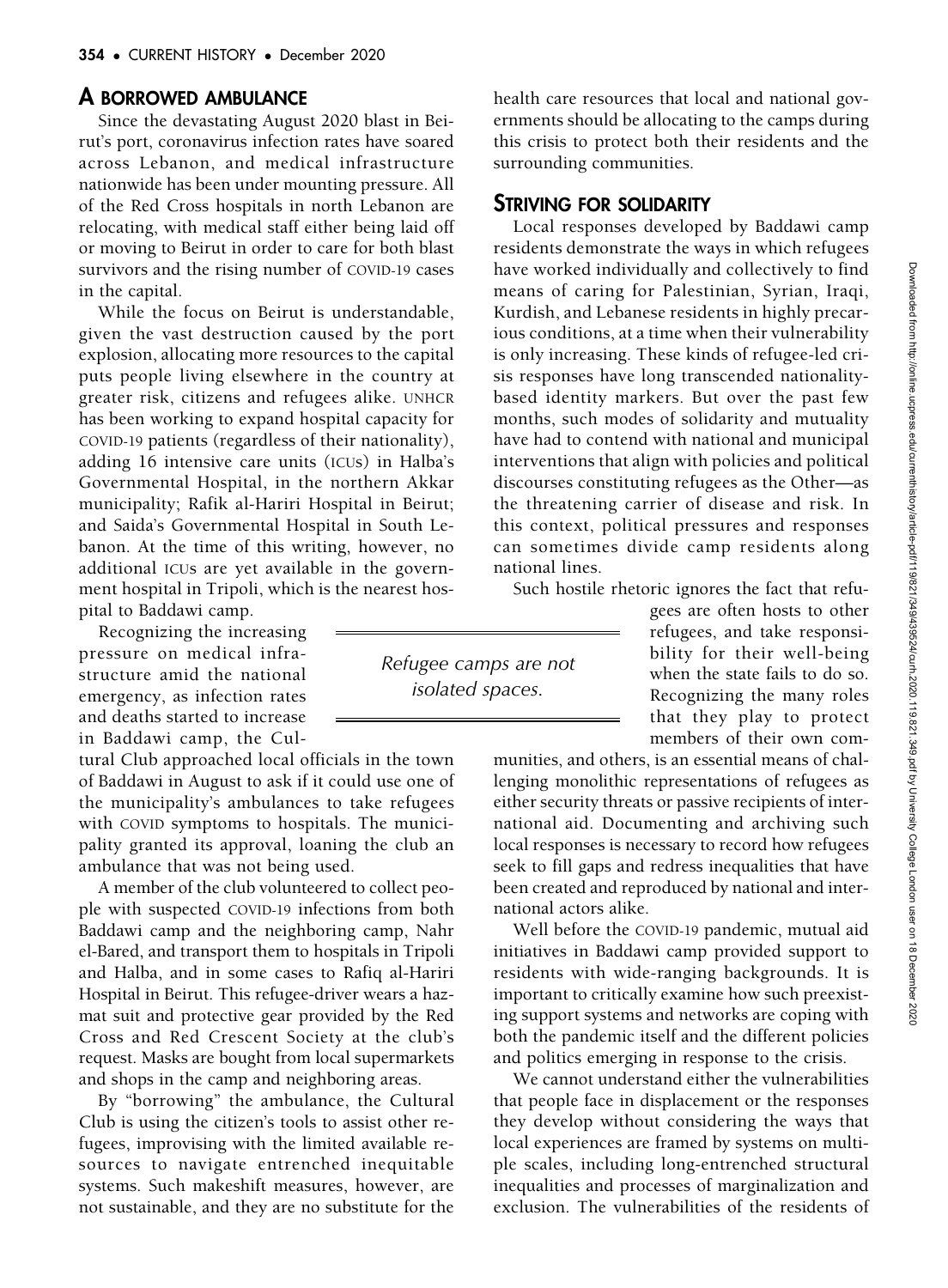## A BORROWED AMBULANCE

Since the devastating August 2020 blast in Beirut's port, coronavirus infection rates have soared across Lebanon, and medical infrastructure nationwide has been under mounting pressure. All of the Red Cross hospitals in north Lebanon are relocating, with medical staff either being laid off or moving to Beirut in order to care for both blast survivors and the rising number of COVID-19 cases in the capital.

While the focus on Beirut is understandable, given the vast destruction caused by the port explosion, allocating more resources to the capital puts people living elsewhere in the country at greater risk, citizens and refugees alike. UNHCR has been working to expand hospital capacity for COVID-19 patients (regardless of their nationality), adding 16 intensive care units (ICUs) in Halba's Governmental Hospital, in the northern Akkar municipality; Rafik al-Hariri Hospital in Beirut; and Saida's Governmental Hospital in South Lebanon. At the time of this writing, however, no additional ICUs are yet available in the government hospital in Tripoli, which is the nearest hospital to Baddawi camp.

Recognizing the increasing pressure on medical infrastructure amid the national emergency, as infection rates and deaths started to increase in Baddawi camp, the Cultural Club approached local officials in the town of Baddawi in August to ask if it could use one of the municipality's ambulances to take refugees with COVID symptoms to hospitals. The municipality granted its approval, loaning the club an ambulance that was not being used.

A member of the club volunteered to collect people with suspected COVID-19 infections from both Baddawi camp and the neighboring camp, Nahr el-Bared, and transport them to hospitals in Tripoli and Halba, and in some cases to Rafiq al-Hariri Hospital in Beirut. This refugee-driver wears a hazmat suit and protective gear provided by the Red Cross and Red Crescent Society at the club's request. Masks are bought from local supermarkets and shops in the camp and neighboring areas.

By "borrowing" the ambulance, the Cultural Club is using the citizen's tools to assist other refugees, improvising with the limited available resources to navigate entrenched inequitable systems. Such makeshift measures, however, are not sustainable, and they are no substitute for the health care resources that local and national governments should be allocating to the camps during this crisis to protect both their residents and the surrounding communities.

## STRIVING FOR SOLIDARITY

Local responses developed by Baddawi camp residents demonstrate the ways in which refugees have worked individually and collectively to find means of caring for Palestinian, Syrian, Iraqi, Kurdish, and Lebanese residents in highly precarious conditions, at a time when their vulnerability is only increasing. These kinds of refugee-led crisis responses have long transcended nationality-based identity markers. But over the past few months, such modes of solidarity and mutuality have had to contend with national and municipal interventions that align with policies and political discourses constituting refugees as the Other—as the threatening carrier of disease and risk. In this context, political pressures and responses can sometimes divide camp residents along national lines.

*Refugee camps are not isolated spaces.*

Such hostile rhetoric ignores the fact that refugees are often hosts to other refugees, and take responsibility for their well-being when the state fails to do so. Recognizing the many roles that they play to protect members of their own communities, and others, is an essential means of challenging monolithic representations of refugees as either security threats or passive recipients of international aid. Documenting and archiving such local responses is necessary to record how refugees seek to fill gaps and redress inequalities that have been created and reproduced by national and international actors alike.

Well before the COVID-19 pandemic, mutual aid initiatives in Baddawi camp provided support to residents with wide-ranging backgrounds. It is important to critically examine how such preexisting support systems and networks are coping with both the pandemic itself and the different policies and politics emerging in response to the crisis.

We cannot understand either the vulnerabilities that people face in displacement or the responses they develop without considering the ways that local experiences are framed by systems on multiple scales, including long-entrenched structural inequalities and processes of marginalization and exclusion. The vulnerabilities of the residents of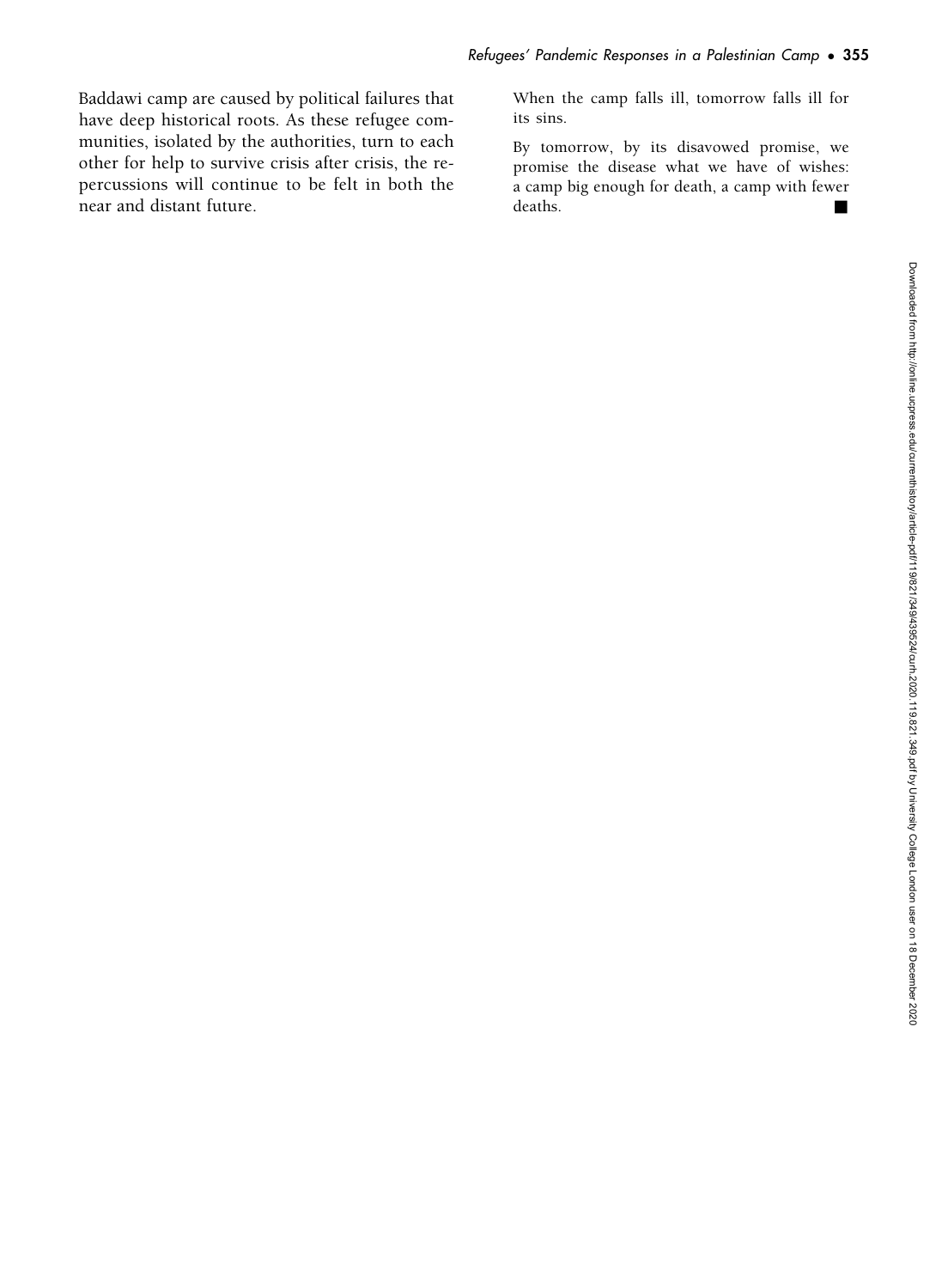Baddawi camp are caused by political failures that have deep historical roots. As these refugee communities, isolated by the authorities, turn to each other for help to survive crisis after crisis, the repercussions will continue to be felt in both the near and distant future.

When the camp falls ill, tomorrow falls ill for its sins.

By tomorrow, by its disavowed promise, we promise the disease what we have of wishes: a camp big enough for death, a camp with fewer deaths. ■